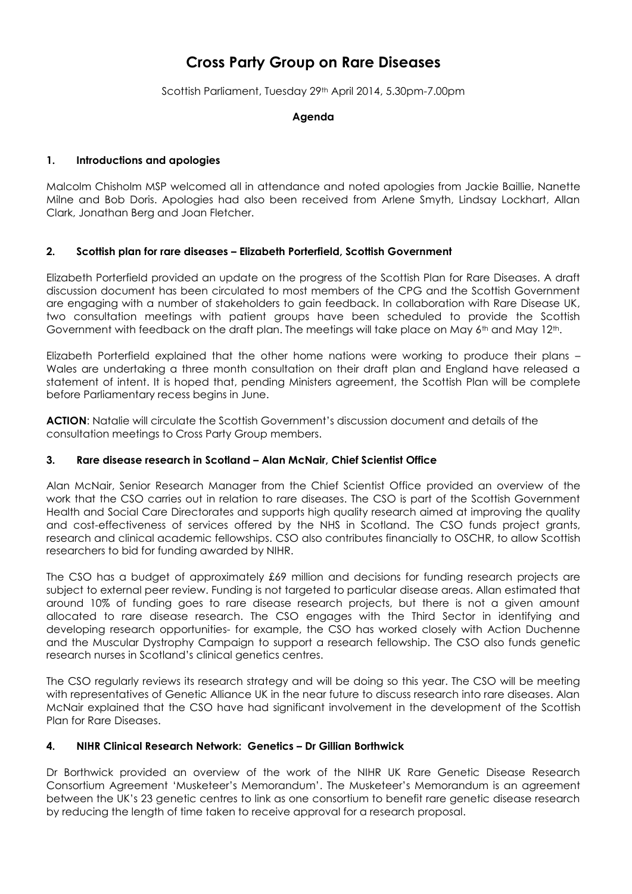# Cross Party Group on Rare Diseases

Scottish Parliament, Tuesday 29th April 2014, 5.30pm-7.00pm

**Agenda**

## 1. Introductions and apologies

Malcolm Chisholm MSP welcomed all in attendance and noted apologies from Jackie Baillie, Nanette Milne and Bob Doris. Apologies had also been received from Arlene Smyth, Lindsay Lockhart, Allan Clark, Jonathan Berg and Joan Fletcher.

## 2. Scottish plan for rare diseases – Elizabeth Porterfield, Scottish Government

Elizabeth Porterfield provided an update on the progress of the Scottish Plan for Rare Diseases. A draft discussion document has been circulated to most members of the CPG and the Scottish Government are engaging with a number of stakeholders to gain feedback. In collaboration with Rare Disease UK, two consultation meetings with patient groups have been scheduled to provide the Scottish Government with feedback on the draft plan. The meetings will take place on May 6th and May 12th.

Elizabeth Porterfield explained that the other home nations were working to produce their plans – Wales are undertaking a three month consultation on their draft plan and England have released a statement of intent. It is hoped that, pending Ministers agreement, the Scottish Plan will be complete before Parliamentary recess begins in June.

**ACTION**: Natalie will circulate the Scottish Government's discussion document and details of the consultation meetings to Cross Party Group members.

## 3. Rare disease research in Scotland – Alan McNair, Chief Scientist Office

Alan McNair, Senior Research Manager from the Chief Scientist Office provided an overview of the work that the CSO carries out in relation to rare diseases. The CSO is part of the Scottish Government Health and Social Care Directorates and supports high quality research aimed at improving the quality and cost-effectiveness of services offered by the NHS in Scotland. The CSO funds project grants, research and clinical academic fellowships. CSO also contributes financially to OSCHR, to allow Scottish researchers to bid for funding awarded by NIHR.

The CSO has a budget of approximately £69 million and decisions for funding research projects are subject to external peer review. Funding is not targeted to particular disease areas. Allan estimated that around 10% of funding goes to rare disease research projects, but there is not a given amount allocated to rare disease research. The CSO engages with the Third Sector in identifying and developing research opportunities- for example, the CSO has worked closely with Action Duchenne and the Muscular Dystrophy Campaign to support a research fellowship. The CSO also funds genetic research nurses in Scotland's clinical genetics centres.

The CSO regularly reviews its research strategy and will be doing so this year. The CSO will be meeting with representatives of Genetic Alliance UK in the near future to discuss research into rare diseases. Alan McNair explained that the CSO have had significant involvement in the development of the Scottish Plan for Rare Diseases.

## 4. NIHR Clinical Research Network: Genetics – Dr Gillian Borthwick

Dr Borthwick provided an overview of the work of the NIHR UK Rare Genetic Disease Research Consortium Agreement 'Musketeer's Memorandum'. The Musketeer's Memorandum is an agreement between the UK's 23 genetic centres to link as one consortium to benefit rare genetic disease research by reducing the length of time taken to receive approval for a research proposal.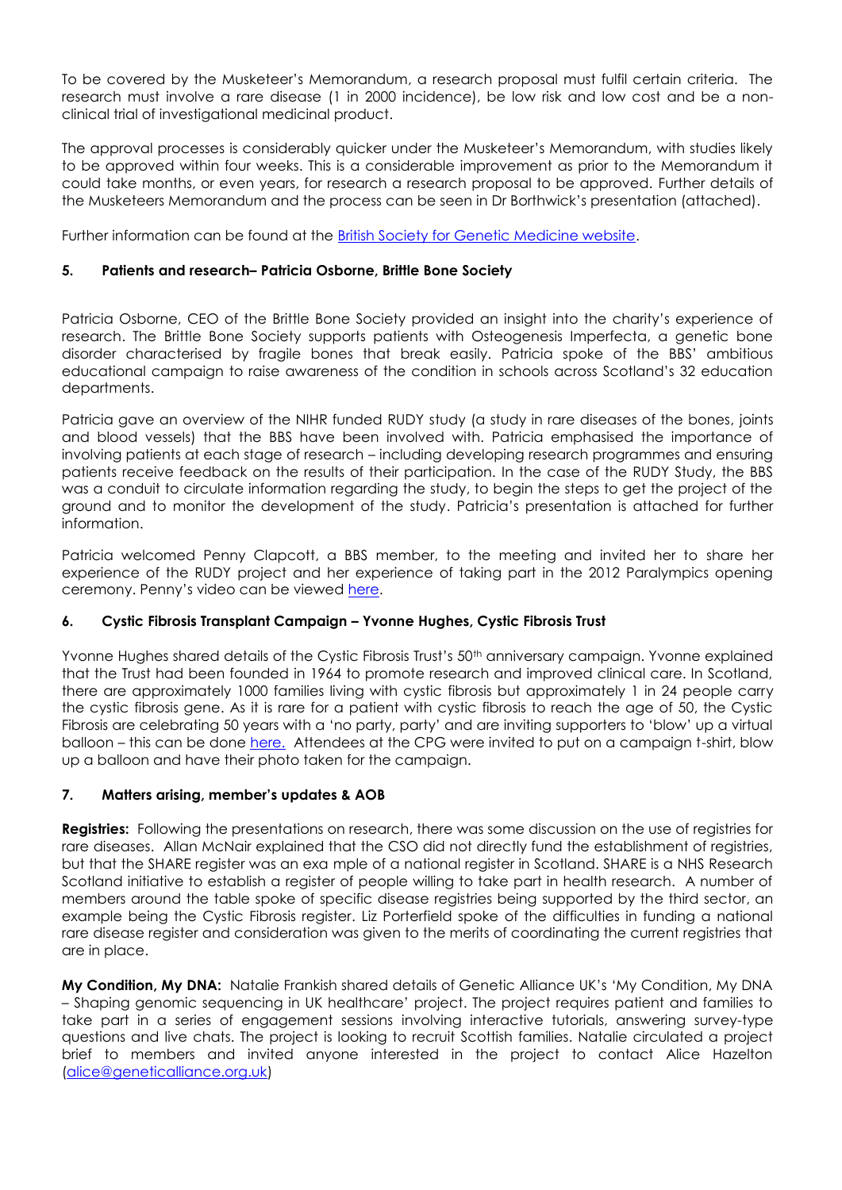To be covered by the Musketeer's Memorandum, a research proposal must fulfil certain criteria. The research must involve a rare disease (1 in 2000 incidence), be low risk and low cost and be a non-clinical trial of investigational medicinal product.

The approval processes is considerably quicker under the Musketeer's Memorandum, with studies likely to be approved within four weeks. This is a considerable improvement as prior to the Memorandum it could take months, or even years, for research a research proposal to be approved. Further details of the Musketeers Memorandum and the process can be seen in Dr Borthwick's presentation (attached).

Further information can be found at the [British Society for Genetic Medicine website](British Society for Genetic Medicine website).

### 5. Patients and research– Patricia Osborne, Brittle Bone Society

Patricia Osborne, CEO of the Brittle Bone Society provided an insight into the charity's experience of research. The Brittle Bone Society supports patients with Osteogenesis Imperfecta, a genetic bone disorder characterised by fragile bones that break easily. Patricia spoke of the BBS' ambitious educational campaign to raise awareness of the condition in schools across Scotland's 32 education departments.

Patricia gave an overview of the NIHR funded RUDY study (a study in rare diseases of the bones, joints and blood vessels) that the BBS have been involved with. Patricia emphasised the importance of involving patients at each stage of research – including developing research programmes and ensuring patients receive feedback on the results of their participation. In the case of the RUDY Study, the BBS was a conduit to circulate information regarding the study, to begin the steps to get the project of the ground and to monitor the development of the study. Patricia's presentation is attached for further information.

Patricia welcomed Penny Clapcott, a BBS member, to the meeting and invited her to share her experience of the RUDY project and her experience of taking part in the 2012 Paralympics opening ceremony. Penny's video can be viewed here.

### 6. Cystic Fibrosis Transplant Campaign – Yvonne Hughes, Cystic Fibrosis Trust

Yvonne Hughes shared details of the Cystic Fibrosis Trust's 50th anniversary campaign. Yvonne explained that the Trust had been founded in 1964 to promote research and improved clinical care. In Scotland, there are approximately 1000 families living with cystic fibrosis but approximately 1 in 24 people carry the cystic fibrosis gene. As it is rare for a patient with cystic fibrosis to reach the age of 50, the Cystic Fibrosis are celebrating 50 years with a 'no party, party' and are inviting supporters to 'blow' up a virtual balloon – this can be done here. Attendees at the CPG were invited to put on a campaign t-shirt, blow up a balloon and have their photo taken for the campaign.

### 7. Matters arising, member's updates & AOB

**Registries:** Following the presentations on research, there was some discussion on the use of registries for rare diseases. Allan McNair explained that the CSO did not directly fund the establishment of registries, but that the SHARE register was an exa mple of a national register in Scotland. SHARE is a NHS Research Scotland initiative to establish a register of people willing to take part in health research. A number of members around the table spoke of specific disease registries being supported by the third sector, an example being the Cystic Fibrosis register. Liz Porterfield spoke of the difficulties in funding a national rare disease register and consideration was given to the merits of coordinating the current registries that are in place.

**My Condition, My DNA:** Natalie Frankish shared details of Genetic Alliance UK's 'My Condition, My DNA – Shaping genomic sequencing in UK healthcare' project. The project requires patient and families to take part in a series of engagement sessions involving interactive tutorials, answering survey-type questions and live chats. The project is looking to recruit Scottish families. Natalie circulated a project brief to members and invited anyone interested in the project to contact Alice Hazelton (alice@geneticalliance.org.uk)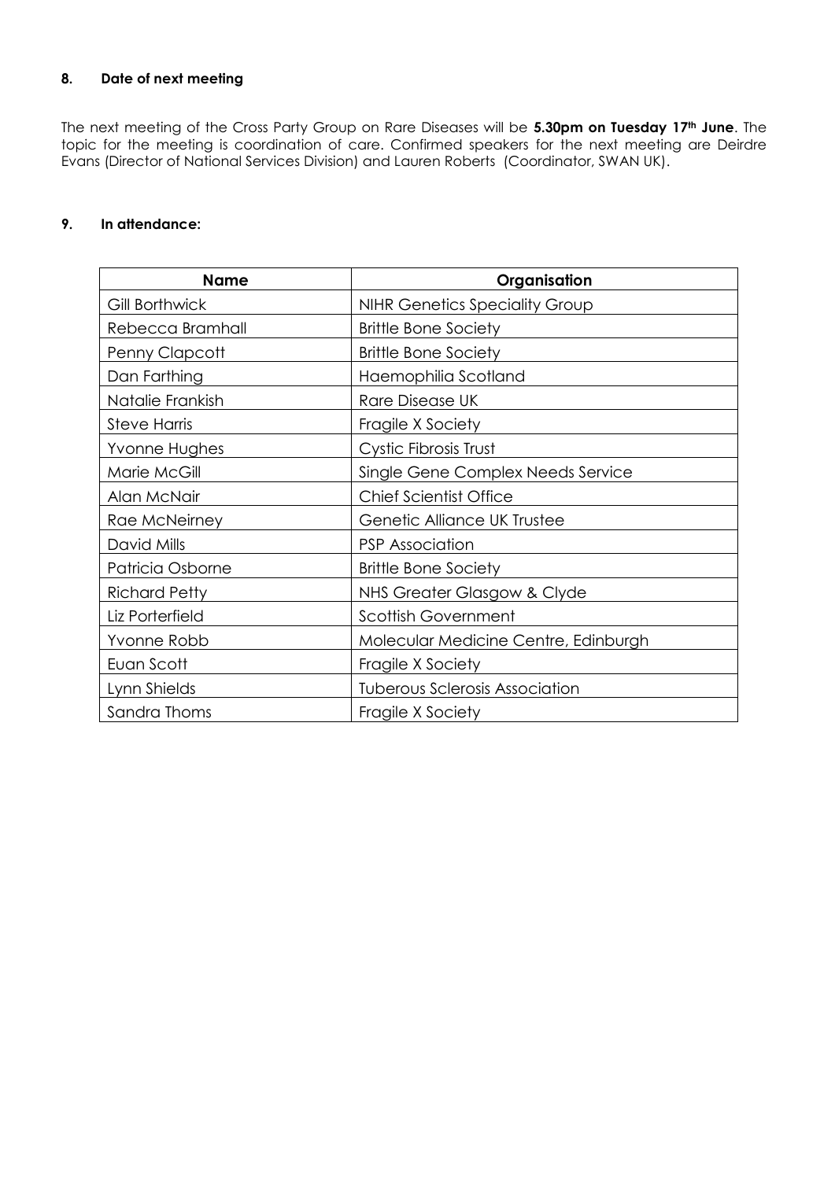## 8. Date of next meeting

The next meeting of the Cross Party Group on Rare Diseases will be **5.30pm on Tuesday 17th June**. The topic for the meeting is coordination of care. Confirmed speakers for the next meeting are Deirdre Evans (Director of National Services Division) and Lauren Roberts (Coordinator, SWAN UK).

## 9. In attendance:

| Name | Organisation |
|---|---|
| Gill Borthwick | NIHR Genetics Speciality Group |
| Rebecca Bramhall | Brittle Bone Society |
| Penny Clapcott | Brittle Bone Society |
| Dan Farthing | Haemophilia Scotland |
| Natalie Frankish | Rare Disease UK |
| Steve Harris | Fragile X Society |
| Yvonne Hughes | Cystic Fibrosis Trust |
| Marie McGill | Single Gene Complex Needs Service |
| Alan McNair | Chief Scientist Office |
| Rae McNeirney | Genetic Alliance UK Trustee |
| David Mills | PSP Association |
| Patricia Osborne | Brittle Bone Society |
| Richard Petty | NHS Greater Glasgow & Clyde |
| Liz Porterfield | Scottish Government |
| Yvonne Robb | Molecular Medicine Centre, Edinburgh |
| Euan Scott | Fragile X Society |
| Lynn Shields | Tuberous Sclerosis Association |
| Sandra Thoms | Fragile X Society |